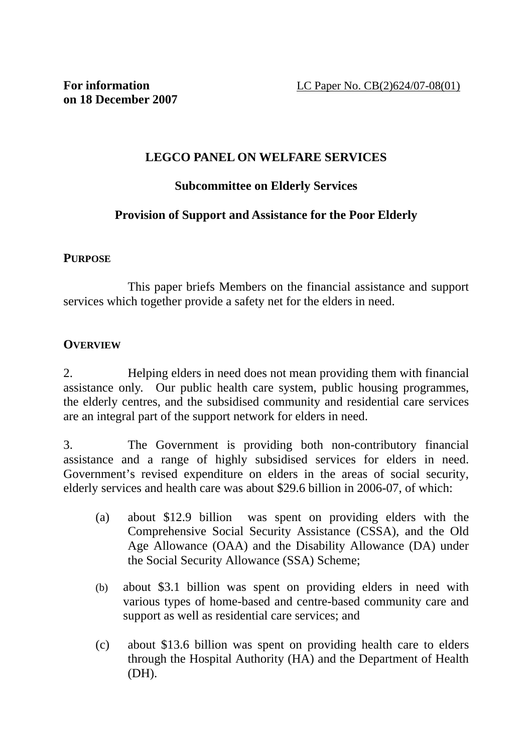**For information on 18 December 2007**

LC Paper No. CB(2)624/07-08(01)

# LEGCO PANEL ON WELFARE SERVICES

## Subcommittee on Elderly Services

## Provision of Support and Assistance for the Poor Elderly

### PURPOSE

This paper briefs Members on the financial assistance and support services which together provide a safety net for the elders in need.

### OVERVIEW

2. Helping elders in need does not mean providing them with financial assistance only. Our public health care system, public housing programmes, the elderly centres, and the subsidised community and residential care services are an integral part of the support network for elders in need.

3. The Government is providing both non-contributory financial assistance and a range of highly subsidised services for elders in need. Government's revised expenditure on elders in the areas of social security, elderly services and health care was about $29.6 billion in 2006-07, of which:

(a) about $12.9 billion was spent on providing elders with the Comprehensive Social Security Assistance (CSSA), and the Old Age Allowance (OAA) and the Disability Allowance (DA) under the Social Security Allowance (SSA) Scheme;

(b) about $3.1 billion was spent on providing elders in need with various types of home-based and centre-based community care and support as well as residential care services; and

(c) about $13.6 billion was spent on providing health care to elders through the Hospital Authority (HA) and the Department of Health (DH).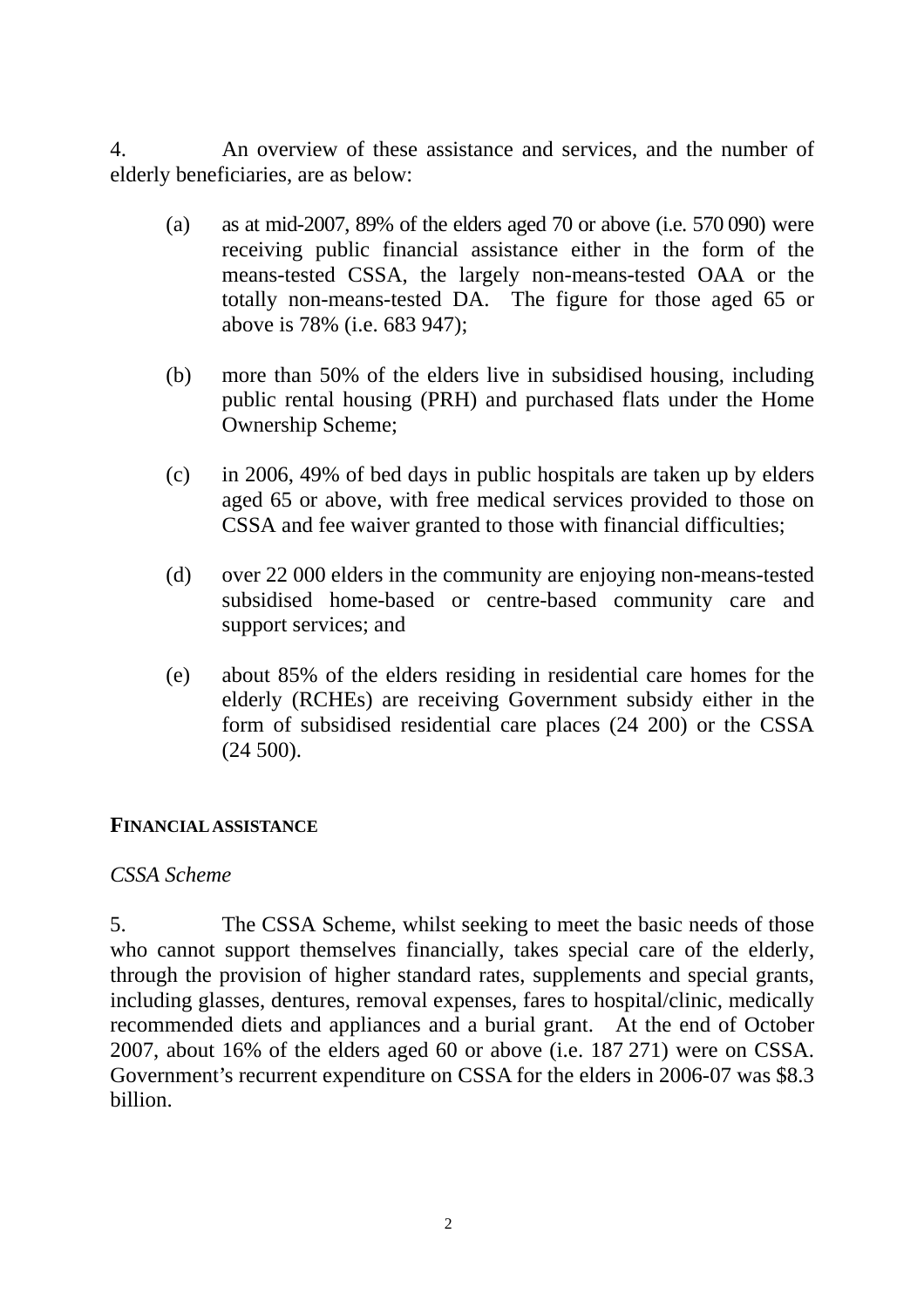4. An overview of these assistance and services, and the number of elderly beneficiaries, are as below:

(a) as at mid-2007, 89% of the elders aged 70 or above (i.e. 570 090) were receiving public financial assistance either in the form of the means-tested CSSA, the largely non-means-tested OAA or the totally non-means-tested DA. The figure for those aged 65 or above is 78% (i.e. 683 947);

(b) more than 50% of the elders live in subsidised housing, including public rental housing (PRH) and purchased flats under the Home Ownership Scheme;

(c) in 2006, 49% of bed days in public hospitals are taken up by elders aged 65 or above, with free medical services provided to those on CSSA and fee waiver granted to those with financial difficulties;

(d) over 22 000 elders in the community are enjoying non-means-tested subsidised home-based or centre-based community care and support services; and

(e) about 85% of the elders residing in residential care homes for the elderly (RCHEs) are receiving Government subsidy either in the form of subsidised residential care places (24 200) or the CSSA (24 500).

**FINANCIAL ASSISTANCE**

*CSSA Scheme*

5. The CSSA Scheme, whilst seeking to meet the basic needs of those who cannot support themselves financially, takes special care of the elderly, through the provision of higher standard rates, supplements and special grants, including glasses, dentures, removal expenses, fares to hospital/clinic, medically recommended diets and appliances and a burial grant. At the end of October 2007, about 16% of the elders aged 60 or above (i.e. 187 271) were on CSSA. Government's recurrent expenditure on CSSA for the elders in 2006-07 was $8.3 billion.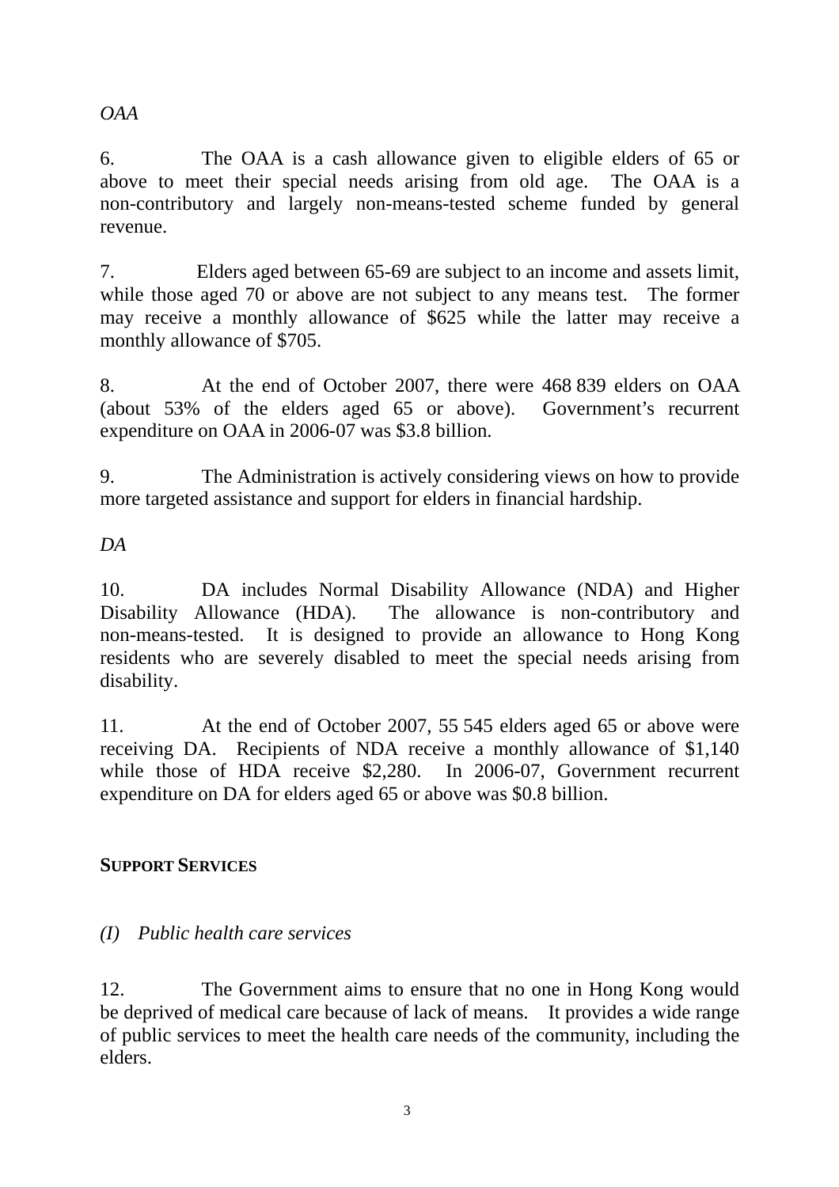*OAA*

6. The OAA is a cash allowance given to eligible elders of 65 or above to meet their special needs arising from old age. The OAA is a non-contributory and largely non-means-tested scheme funded by general revenue.

7. Elders aged between 65-69 are subject to an income and assets limit, while those aged 70 or above are not subject to any means test. The former may receive a monthly allowance of $625 while the latter may receive a monthly allowance of $705.

8. At the end of October 2007, there were 468 839 elders on OAA (about 53% of the elders aged 65 or above). Government's recurrent expenditure on OAA in 2006-07 was $3.8 billion.

9. The Administration is actively considering views on how to provide more targeted assistance and support for elders in financial hardship.

*DA*

10. DA includes Normal Disability Allowance (NDA) and Higher Disability Allowance (HDA). The allowance is non-contributory and non-means-tested. It is designed to provide an allowance to Hong Kong residents who are severely disabled to meet the special needs arising from disability.

11. At the end of October 2007, 55 545 elders aged 65 or above were receiving DA. Recipients of NDA receive a monthly allowance of $1,140 while those of HDA receive $2,280. In 2006-07, Government recurrent expenditure on DA for elders aged 65 or above was $0.8 billion.

## SUPPORT SERVICES

*(I) Public health care services*

12. The Government aims to ensure that no one in Hong Kong would be deprived of medical care because of lack of means. It provides a wide range of public services to meet the health care needs of the community, including the elders.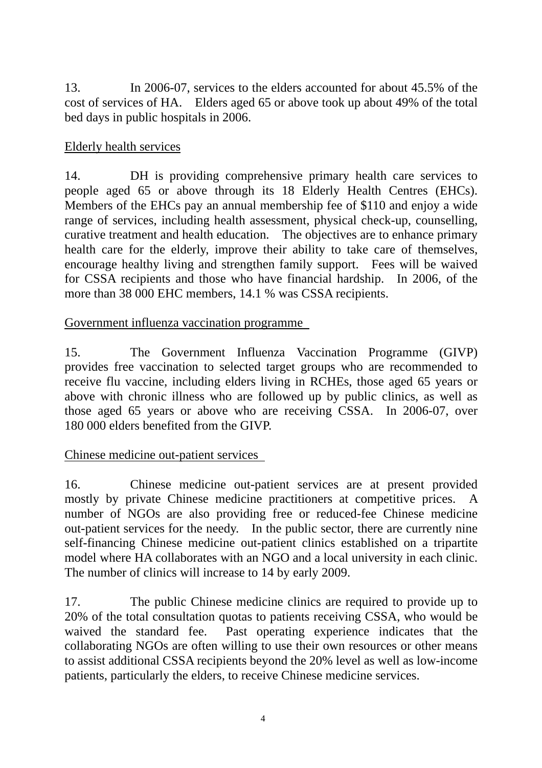13. In 2006-07, services to the elders accounted for about 45.5% of the cost of services of HA. Elders aged 65 or above took up about 49% of the total bed days in public hospitals in 2006.

<u>Elderly health services</u>

14. DH is providing comprehensive primary health care services to people aged 65 or above through its 18 Elderly Health Centres (EHCs). Members of the EHCs pay an annual membership fee of $110 and enjoy a wide range of services, including health assessment, physical check-up, counselling, curative treatment and health education. The objectives are to enhance primary health care for the elderly, improve their ability to take care of themselves, encourage healthy living and strengthen family support. Fees will be waived for CSSA recipients and those who have financial hardship. In 2006, of the more than 38 000 EHC members, 14.1 % was CSSA recipients.

<u>Government influenza vaccination programme</u>

15. The Government Influenza Vaccination Programme (GIVP) provides free vaccination to selected target groups who are recommended to receive flu vaccine, including elders living in RCHEs, those aged 65 years or above with chronic illness who are followed up by public clinics, as well as those aged 65 years or above who are receiving CSSA. In 2006-07, over 180 000 elders benefited from the GIVP.

<u>Chinese medicine out-patient services</u>

16. Chinese medicine out-patient services are at present provided mostly by private Chinese medicine practitioners at competitive prices. A number of NGOs are also providing free or reduced-fee Chinese medicine out-patient services for the needy. In the public sector, there are currently nine self-financing Chinese medicine out-patient clinics established on a tripartite model where HA collaborates with an NGO and a local university in each clinic. The number of clinics will increase to 14 by early 2009.

17. The public Chinese medicine clinics are required to provide up to 20% of the total consultation quotas to patients receiving CSSA, who would be waived the standard fee. Past operating experience indicates that the collaborating NGOs are often willing to use their own resources or other means to assist additional CSSA recipients beyond the 20% level as well as low-income patients, particularly the elders, to receive Chinese medicine services.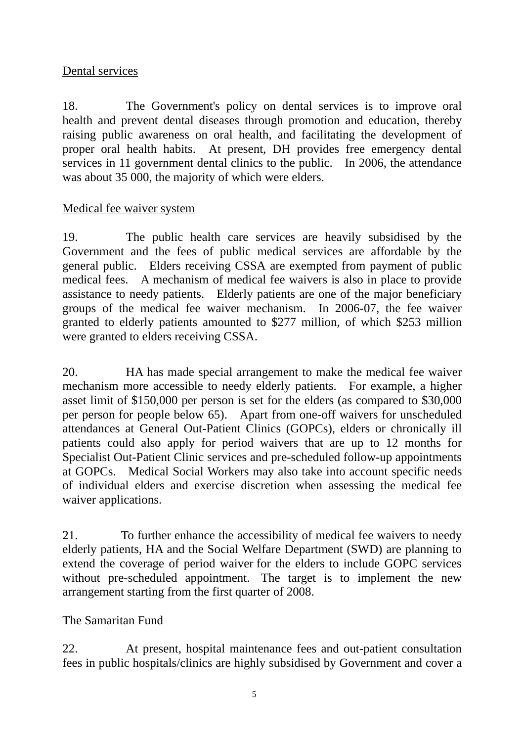Dental services

18. The Government's policy on dental services is to improve oral health and prevent dental diseases through promotion and education, thereby raising public awareness on oral health, and facilitating the development of proper oral health habits. At present, DH provides free emergency dental services in 11 government dental clinics to the public. In 2006, the attendance was about 35 000, the majority of which were elders.

Medical fee waiver system

19. The public health care services are heavily subsidised by the Government and the fees of public medical services are affordable by the general public. Elders receiving CSSA are exempted from payment of public medical fees. A mechanism of medical fee waivers is also in place to provide assistance to needy patients. Elderly patients are one of the major beneficiary groups of the medical fee waiver mechanism. In 2006-07, the fee waiver granted to elderly patients amounted to $277 million, of which $253 million were granted to elders receiving CSSA.

20. HA has made special arrangement to make the medical fee waiver mechanism more accessible to needy elderly patients. For example, a higher asset limit of $150,000 per person is set for the elders (as compared to $30,000 per person for people below 65). Apart from one-off waivers for unscheduled attendances at General Out-Patient Clinics (GOPCs), elders or chronically ill patients could also apply for period waivers that are up to 12 months for Specialist Out-Patient Clinic services and pre-scheduled follow-up appointments at GOPCs. Medical Social Workers may also take into account specific needs of individual elders and exercise discretion when assessing the medical fee waiver applications.

21. To further enhance the accessibility of medical fee waivers to needy elderly patients, HA and the Social Welfare Department (SWD) are planning to extend the coverage of period waiver for the elders to include GOPC services without pre-scheduled appointment. The target is to implement the new arrangement starting from the first quarter of 2008.

The Samaritan Fund

22. At present, hospital maintenance fees and out-patient consultation fees in public hospitals/clinics are highly subsidised by Government and cover a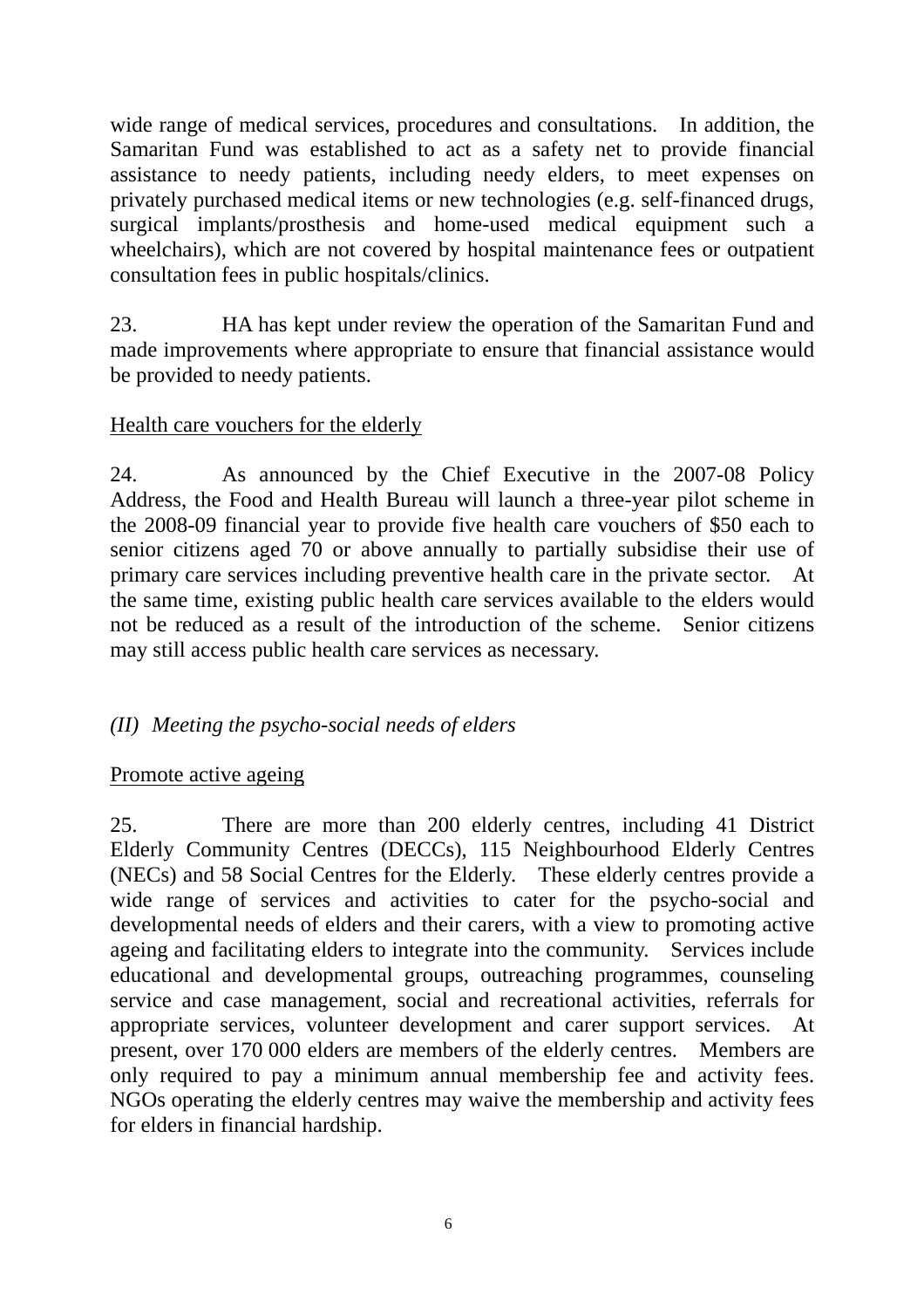wide range of medical services, procedures and consultations. In addition, the Samaritan Fund was established to act as a safety net to provide financial assistance to needy patients, including needy elders, to meet expenses on privately purchased medical items or new technologies (e.g. self-financed drugs, surgical implants/prosthesis and home-used medical equipment such a wheelchairs), which are not covered by hospital maintenance fees or outpatient consultation fees in public hospitals/clinics.

23. HA has kept under review the operation of the Samaritan Fund and made improvements where appropriate to ensure that financial assistance would be provided to needy patients.

<u>Health care vouchers for the elderly</u>

24. As announced by the Chief Executive in the 2007-08 Policy Address, the Food and Health Bureau will launch a three-year pilot scheme in the 2008-09 financial year to provide five health care vouchers of $50 each to senior citizens aged 70 or above annually to partially subsidise their use of primary care services including preventive health care in the private sector. At the same time, existing public health care services available to the elders would not be reduced as a result of the introduction of the scheme. Senior citizens may still access public health care services as necessary.

*(II) Meeting the psycho-social needs of elders*

<u>Promote active ageing</u>

25. There are more than 200 elderly centres, including 41 District Elderly Community Centres (DECCs), 115 Neighbourhood Elderly Centres (NECs) and 58 Social Centres for the Elderly. These elderly centres provide a wide range of services and activities to cater for the psycho-social and developmental needs of elders and their carers, with a view to promoting active ageing and facilitating elders to integrate into the community. Services include educational and developmental groups, outreaching programmes, counseling service and case management, social and recreational activities, referrals for appropriate services, volunteer development and carer support services. At present, over 170 000 elders are members of the elderly centres. Members are only required to pay a minimum annual membership fee and activity fees. NGOs operating the elderly centres may waive the membership and activity fees for elders in financial hardship.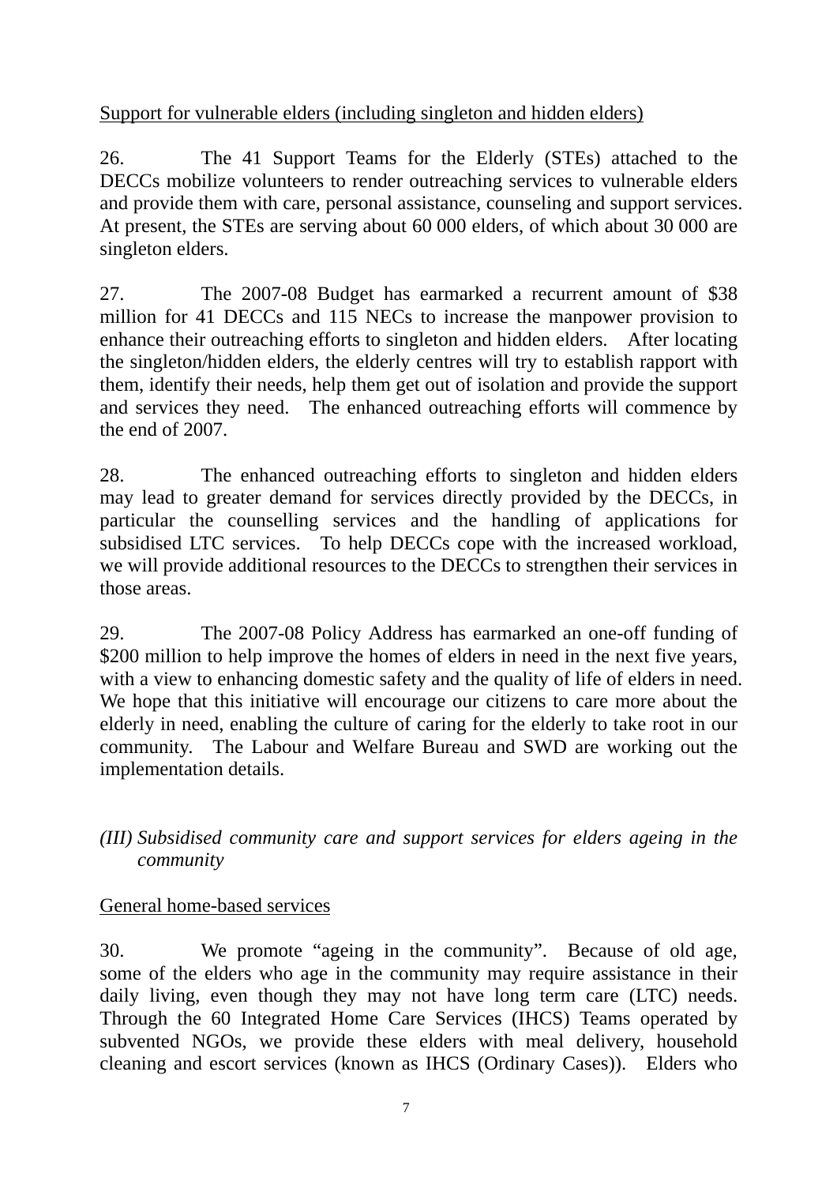<u>Support for vulnerable elders (including singleton and hidden elders)</u>

26. The 41 Support Teams for the Elderly (STEs) attached to the DECCs mobilize volunteers to render outreaching services to vulnerable elders and provide them with care, personal assistance, counseling and support services. At present, the STEs are serving about 60 000 elders, of which about 30 000 are singleton elders.

27. The 2007-08 Budget has earmarked a recurrent amount of $38 million for 41 DECCs and 115 NECs to increase the manpower provision to enhance their outreaching efforts to singleton and hidden elders. After locating the singleton/hidden elders, the elderly centres will try to establish rapport with them, identify their needs, help them get out of isolation and provide the support and services they need. The enhanced outreaching efforts will commence by the end of 2007.

28. The enhanced outreaching efforts to singleton and hidden elders may lead to greater demand for services directly provided by the DECCs, in particular the counselling services and the handling of applications for subsidised LTC services. To help DECCs cope with the increased workload, we will provide additional resources to the DECCs to strengthen their services in those areas.

29. The 2007-08 Policy Address has earmarked an one-off funding of $200 million to help improve the homes of elders in need in the next five years, with a view to enhancing domestic safety and the quality of life of elders in need. We hope that this initiative will encourage our citizens to care more about the elderly in need, enabling the culture of caring for the elderly to take root in our community. The Labour and Welfare Bureau and SWD are working out the implementation details.

*(III) Subsidised community care and support services for elders ageing in the community*

<u>General home-based services</u>

30. We promote "ageing in the community". Because of old age, some of the elders who age in the community may require assistance in their daily living, even though they may not have long term care (LTC) needs. Through the 60 Integrated Home Care Services (IHCS) Teams operated by subvented NGOs, we provide these elders with meal delivery, household cleaning and escort services (known as IHCS (Ordinary Cases)). Elders who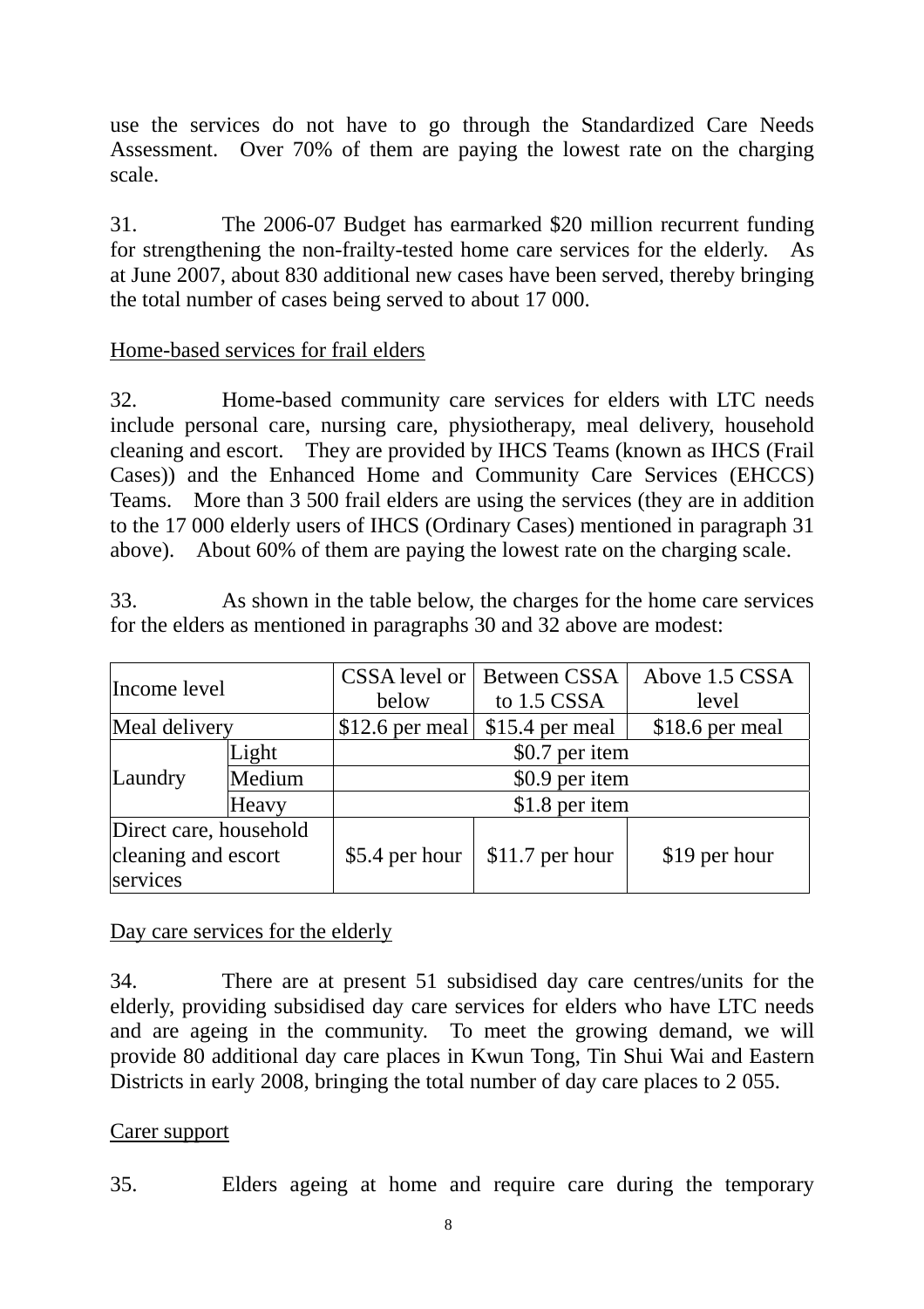use the services do not have to go through the Standardized Care Needs Assessment. Over 70% of them are paying the lowest rate on the charging scale.

31. The 2006-07 Budget has earmarked $20 million recurrent funding for strengthening the non-frailty-tested home care services for the elderly. As at June 2007, about 830 additional new cases have been served, thereby bringing the total number of cases being served to about 17 000.

<u>Home-based services for frail elders</u>

32. Home-based community care services for elders with LTC needs include personal care, nursing care, physiotherapy, meal delivery, household cleaning and escort. They are provided by IHCS Teams (known as IHCS (Frail Cases)) and the Enhanced Home and Community Care Services (EHCCS) Teams. More than 3 500 frail elders are using the services (they are in addition to the 17 000 elderly users of IHCS (Ordinary Cases) mentioned in paragraph 31 above). About 60% of them are paying the lowest rate on the charging scale.

33. As shown in the table below, the charges for the home care services for the elders as mentioned in paragraphs 30 and 32 above are modest:

| Income level | | CSSA level or below | Between CSSA to 1.5 CSSA | Above 1.5 CSSA level |
|---|---|---|---|---|
| Meal delivery | | $12.6 per meal | $15.4 per meal | $18.6 per meal |
| Laundry | Light | $0.7 per item | | |
| | Medium | $0.9 per item | | |
| | Heavy | $1.8 per item | | |
| Direct care, household cleaning and escort services | | $5.4 per hour | $11.7 per hour | $19 per hour |

<u>Day care services for the elderly</u>

34. There are at present 51 subsidised day care centres/units for the elderly, providing subsidised day care services for elders who have LTC needs and are ageing in the community. To meet the growing demand, we will provide 80 additional day care places in Kwun Tong, Tin Shui Wai and Eastern Districts in early 2008, bringing the total number of day care places to 2 055.

<u>Carer support</u>

35. Elders ageing at home and require care during the temporary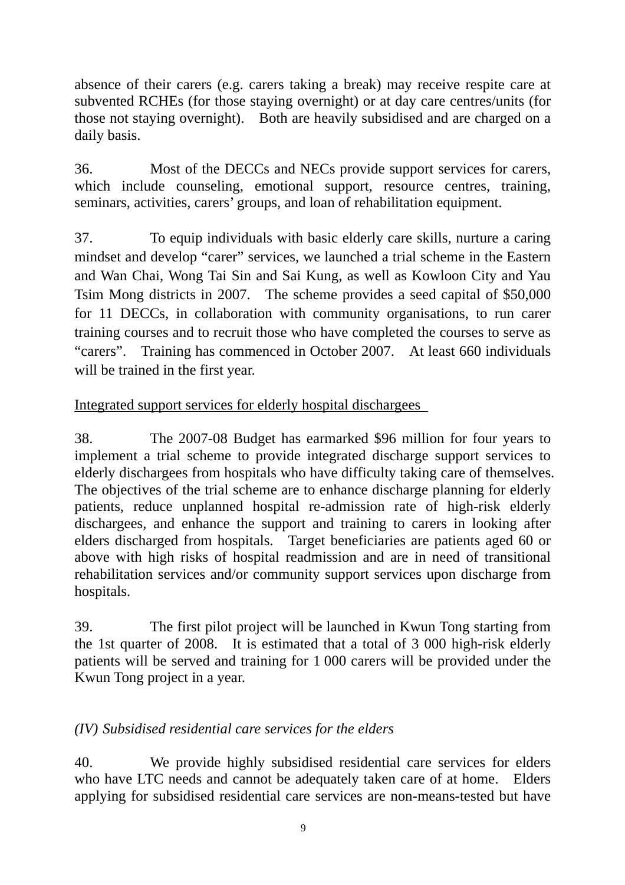absence of their carers (e.g. carers taking a break) may receive respite care at subvented RCHEs (for those staying overnight) or at day care centres/units (for those not staying overnight). Both are heavily subsidised and are charged on a daily basis.

36. Most of the DECCs and NECs provide support services for carers, which include counseling, emotional support, resource centres, training, seminars, activities, carers' groups, and loan of rehabilitation equipment.

37. To equip individuals with basic elderly care skills, nurture a caring mindset and develop "carer" services, we launched a trial scheme in the Eastern and Wan Chai, Wong Tai Sin and Sai Kung, as well as Kowloon City and Yau Tsim Mong districts in 2007. The scheme provides a seed capital of $50,000 for 11 DECCs, in collaboration with community organisations, to run carer training courses and to recruit those who have completed the courses to serve as "carers". Training has commenced in October 2007. At least 660 individuals will be trained in the first year.

Integrated support services for elderly hospital dischargees

38. The 2007-08 Budget has earmarked $96 million for four years to implement a trial scheme to provide integrated discharge support services to elderly dischargees from hospitals who have difficulty taking care of themselves. The objectives of the trial scheme are to enhance discharge planning for elderly patients, reduce unplanned hospital re-admission rate of high-risk elderly dischargees, and enhance the support and training to carers in looking after elders discharged from hospitals. Target beneficiaries are patients aged 60 or above with high risks of hospital readmission and are in need of transitional rehabilitation services and/or community support services upon discharge from hospitals.

39. The first pilot project will be launched in Kwun Tong starting from the 1st quarter of 2008. It is estimated that a total of 3 000 high-risk elderly patients will be served and training for 1 000 carers will be provided under the Kwun Tong project in a year.

*(IV) Subsidised residential care services for the elders*

40. We provide highly subsidised residential care services for elders who have LTC needs and cannot be adequately taken care of at home. Elders applying for subsidised residential care services are non-means-tested but have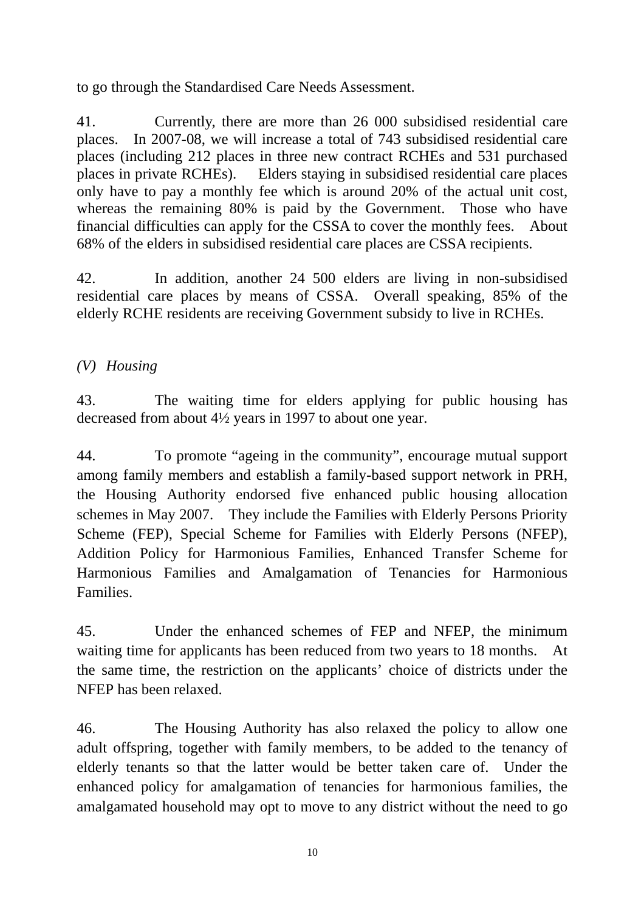to go through the Standardised Care Needs Assessment.

41. Currently, there are more than 26 000 subsidised residential care places. In 2007-08, we will increase a total of 743 subsidised residential care places (including 212 places in three new contract RCHEs and 531 purchased places in private RCHEs). Elders staying in subsidised residential care places only have to pay a monthly fee which is around 20% of the actual unit cost, whereas the remaining 80% is paid by the Government. Those who have financial difficulties can apply for the CSSA to cover the monthly fees. About 68% of the elders in subsidised residential care places are CSSA recipients.

42. In addition, another 24 500 elders are living in non-subsidised residential care places by means of CSSA. Overall speaking, 85% of the elderly RCHE residents are receiving Government subsidy to live in RCHEs.

*(V) Housing*

43. The waiting time for elders applying for public housing has decreased from about 4½ years in 1997 to about one year.

44. To promote "ageing in the community", encourage mutual support among family members and establish a family-based support network in PRH, the Housing Authority endorsed five enhanced public housing allocation schemes in May 2007. They include the Families with Elderly Persons Priority Scheme (FEP), Special Scheme for Families with Elderly Persons (NFEP), Addition Policy for Harmonious Families, Enhanced Transfer Scheme for Harmonious Families and Amalgamation of Tenancies for Harmonious Families.

45. Under the enhanced schemes of FEP and NFEP, the minimum waiting time for applicants has been reduced from two years to 18 months. At the same time, the restriction on the applicants' choice of districts under the NFEP has been relaxed.

46. The Housing Authority has also relaxed the policy to allow one adult offspring, together with family members, to be added to the tenancy of elderly tenants so that the latter would be better taken care of. Under the enhanced policy for amalgamation of tenancies for harmonious families, the amalgamated household may opt to move to any district without the need to go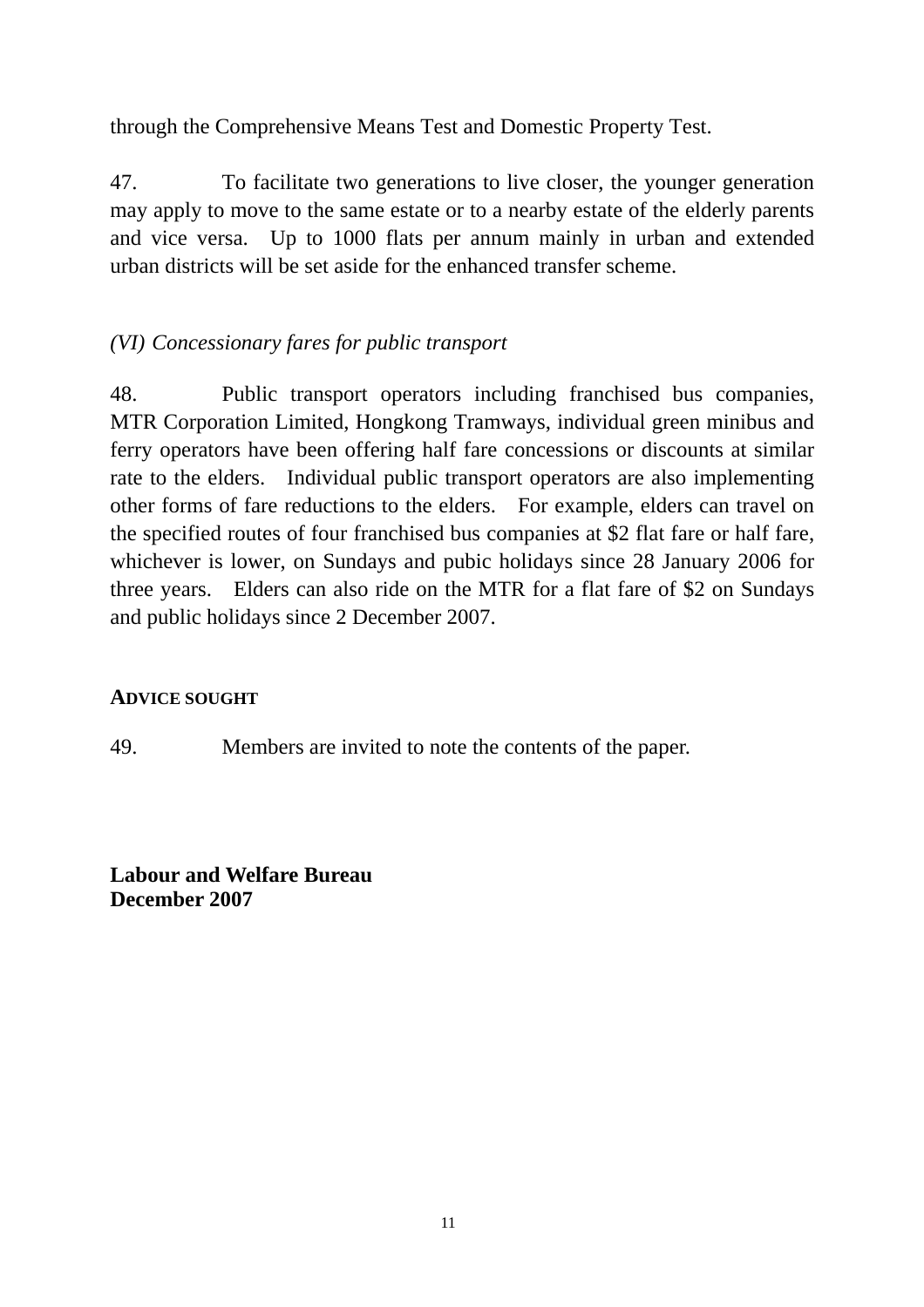through the Comprehensive Means Test and Domestic Property Test.

47. To facilitate two generations to live closer, the younger generation may apply to move to the same estate or to a nearby estate of the elderly parents and vice versa. Up to 1000 flats per annum mainly in urban and extended urban districts will be set aside for the enhanced transfer scheme.

### *(VI) Concessionary fares for public transport*

48. Public transport operators including franchised bus companies, MTR Corporation Limited, Hongkong Tramways, individual green minibus and ferry operators have been offering half fare concessions or discounts at similar rate to the elders. Individual public transport operators are also implementing other forms of fare reductions to the elders. For example, elders can travel on the specified routes of four franchised bus companies at $2 flat fare or half fare, whichever is lower, on Sundays and pubic holidays since 28 January 2006 for three years. Elders can also ride on the MTR for a flat fare of $2 on Sundays and public holidays since 2 December 2007.

## ADVICE SOUGHT

49. Members are invited to note the contents of the paper.

**Labour and Welfare Bureau**
**December 2007**